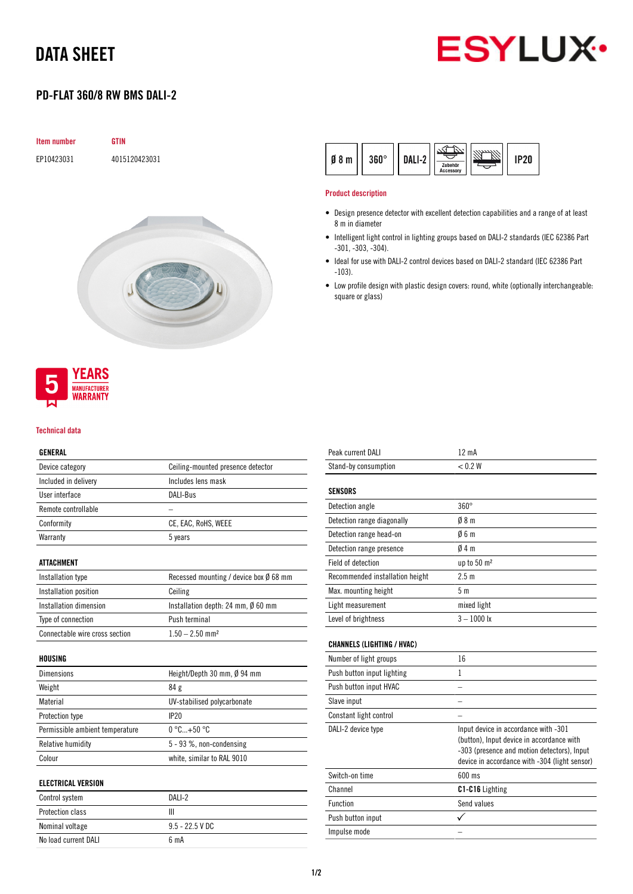# DATA SHEET

## PD-FLAT 360/8 RW BMS DALI-2

| Item number | GTIN |
|---|---|
| EP10423031 | 4015120423031 |

Ø 8 m | 360° | DALI-2 | Zubehör Accessory | IP20

### Product description

- Design presence detector with excellent detection capabilities and a range of at least 8 m in diameter
- Intelligent light control in lighting groups based on DALI-2 standards (IEC 62386 Part -301, -303, -304).
- Ideal for use with DALI-2 control devices based on DALI-2 standard (IEC 62386 Part -103).
- Low profile design with plastic design covers: round, white (optionally interchangeable: square or glass)

5 YEARS MANUFACTURER WARRANTY

### Technical data

| GENERAL | |
|---|---|
| Device category | Ceiling-mounted presence detector |
| Included in delivery | Includes lens mask |
| User interface | DALI-Bus |
| Remote controllable | – |
| Conformity | CE, EAC, RoHS, WEEE |
| Warranty | 5 years |

| ATTACHMENT | |
|---|---|
| Installation type | Recessed mounting / device box Ø 68 mm |
| Installation position | Ceiling |
| Installation dimension | Installation depth: 24 mm, Ø 60 mm |
| Type of connection | Push terminal |
| Connectable wire cross section | 1.50 – 2.50 mm² |

| HOUSING | |
|---|---|
| Dimensions | Height/Depth 30 mm, Ø 94 mm |
| Weight | 84 g |
| Material | UV-stabilised polycarbonate |
| Protection type | IP20 |
| Permissible ambient temperature | 0 °C...+50 °C |
| Relative humidity | 5 - 93 %, non-condensing |
| Colour | white, similar to RAL 9010 |

| ELECTRICAL VERSION | |
|---|---|
| Control system | DALI-2 |
| Protection class | III |
| Nominal voltage | 9.5 - 22.5 V DC |
| No load current DALI | 6 mA |
| Peak current DALI | 12 mA |
| Stand-by consumption | < 0.2 W |

| SENSORS | |
|---|---|
| Detection angle | 360° |
| Detection range diagonally | Ø 8 m |
| Detection range head-on | Ø 6 m |
| Detection range presence | Ø 4 m |
| Field of detection | up to 50 m² |
| Recommended installation height | 2.5 m |
| Max. mounting height | 5 m |
| Light measurement | mixed light |
| Level of brightness | 3 – 1000 lx |

| CHANNELS (LIGHTING / HVAC) | |
|---|---|
| Number of light groups | 16 |
| Push button input lighting | 1 |
| Push button input HVAC | – |
| Slave input | – |
| Constant light control | – |
| DALI-2 device type | Input device in accordance with -301 (button), Input device in accordance with -303 (presence and motion detectors), Input device in accordance with -304 (light sensor) |
| Switch-on time | 600 ms |
| Channel | **C1-C16** Lighting |
| Function | Send values |
| Push button input | ✓ |
| Impulse mode | – |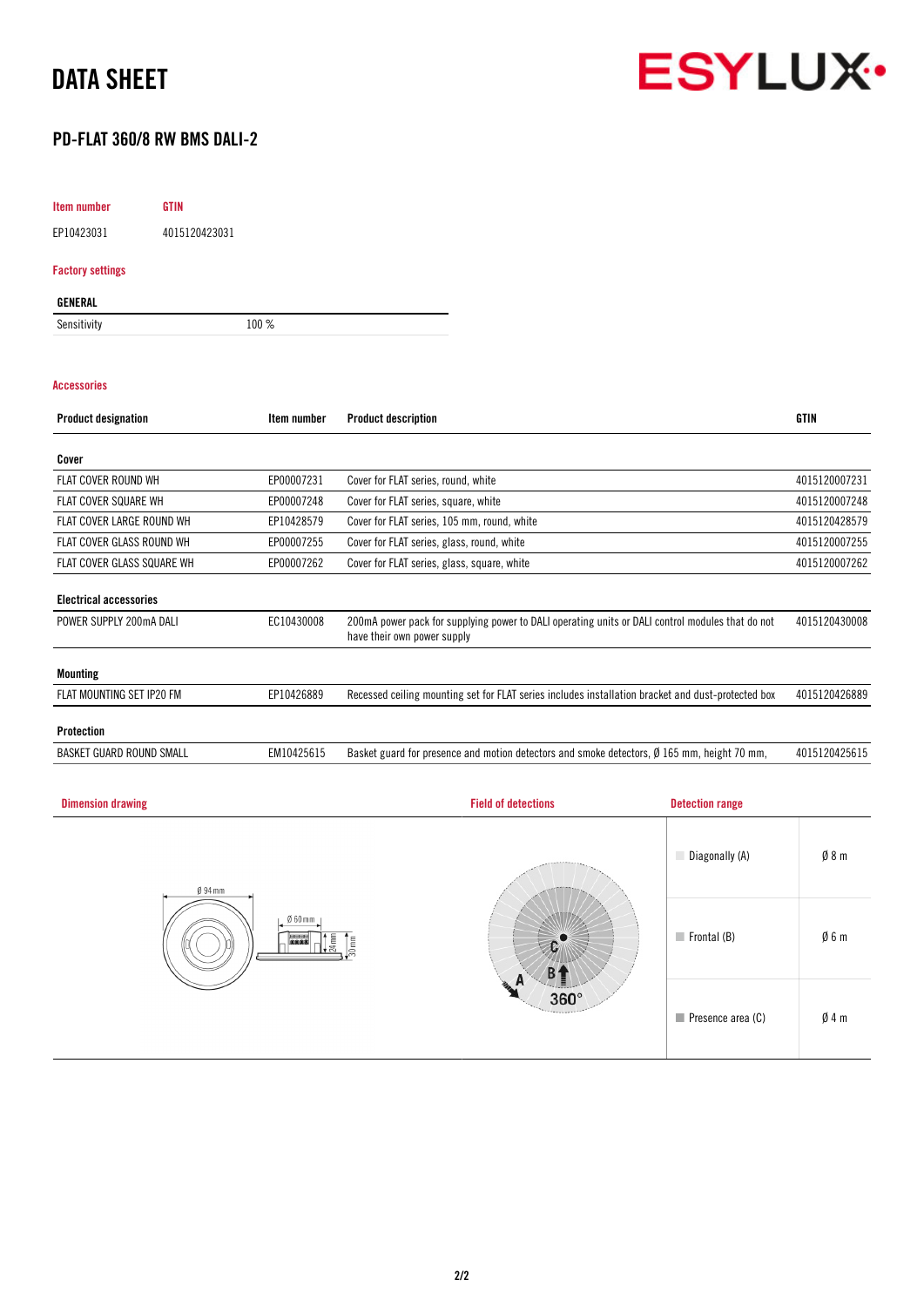# DATA SHEET

ESYLUX

## PD-FLAT 360/8 RW BMS DALI-2

| Item number | GTIN |
|---|---|
| EP10423031 | 4015120423031 |

### Factory settings

| GENERAL | |
|---|---|
| Sensitivity | 100 % |

### Accessories

| Product designation | Item number | Product description | GTIN |
|---|---|---|---|
| **Cover** | | | |
| FLAT COVER ROUND WH | EP00007231 | Cover for FLAT series, round, white | 4015120007231 |
| FLAT COVER SQUARE WH | EP00007248 | Cover for FLAT series, square, white | 4015120007248 |
| FLAT COVER LARGE ROUND WH | EP10428579 | Cover for FLAT series, 105 mm, round, white | 4015120428579 |
| FLAT COVER GLASS ROUND WH | EP00007255 | Cover for FLAT series, glass, round, white | 4015120007255 |
| FLAT COVER GLASS SQUARE WH | EP00007262 | Cover for FLAT series, glass, square, white | 4015120007262 |
| **Electrical accessories** | | | |
| POWER SUPPLY 200mA DALI | EC10430008 | 200mA power pack for supplying power to DALI operating units or DALI control modules that do not have their own power supply | 4015120430008 |
| **Mounting** | | | |
| FLAT MOUNTING SET IP20 FM | EP10426889 | Recessed ceiling mounting set for FLAT series includes installation bracket and dust-protected box | 4015120426889 |
| **Protection** | | | |
| BASKET GUARD ROUND SMALL | EM10425615 | Basket guard for presence and motion detectors and smoke detectors, Ø 165 mm, height 70 mm, | 4015120425615 |

### Dimension drawing

Ø 94 mm
Ø 60 mm
24 mm
30 mm

### Field of detections

A
B
C
360°

### Detection range

| | |
|---|---|
| Diagonally (A) | Ø 8 m |
| Frontal (B) | Ø 6 m |
| Presence area (C) | Ø 4 m |